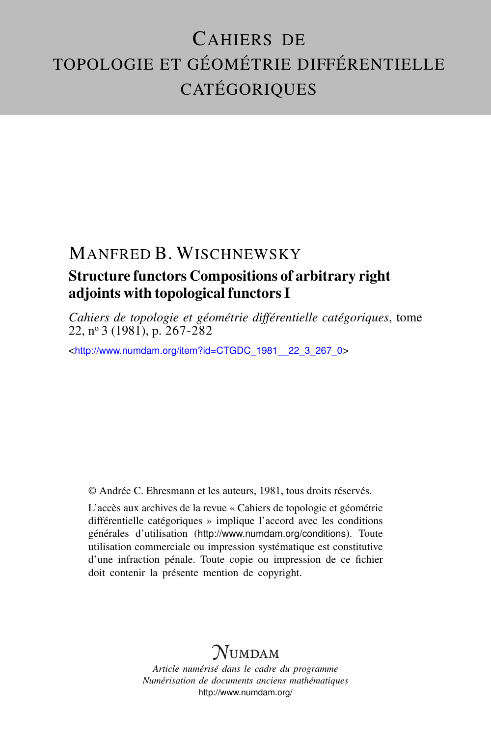# Cahiers de topologie et géométrie différentielle catégoriques

## Manfred B. Wischnewsky

### Structure functors Compositions of arbitrary right adjoints with topological functors I

*Cahiers de topologie et géométrie différentielle catégoriques*, tome 22, n° 3 (1981), p. 267-282

<http://www.numdam.org/item?id=CTGDC_1981__22_3_267_0>

© Andrée C. Ehresmann et les auteurs, 1981, tous droits réservés.

L'accès aux archives de la revue « Cahiers de topologie et géométrie différentielle catégoriques » implique l'accord avec les conditions générales d'utilisation (http://www.numdam.org/conditions). Toute utilisation commerciale ou impression systématique est constitutive d'une infraction pénale. Toute copie ou impression de ce fichier doit contenir la présente mention de copyright.

Numdam

*Article numérisé dans le cadre du programme*
*Numérisation de documents anciens mathématiques*
http://www.numdam.org/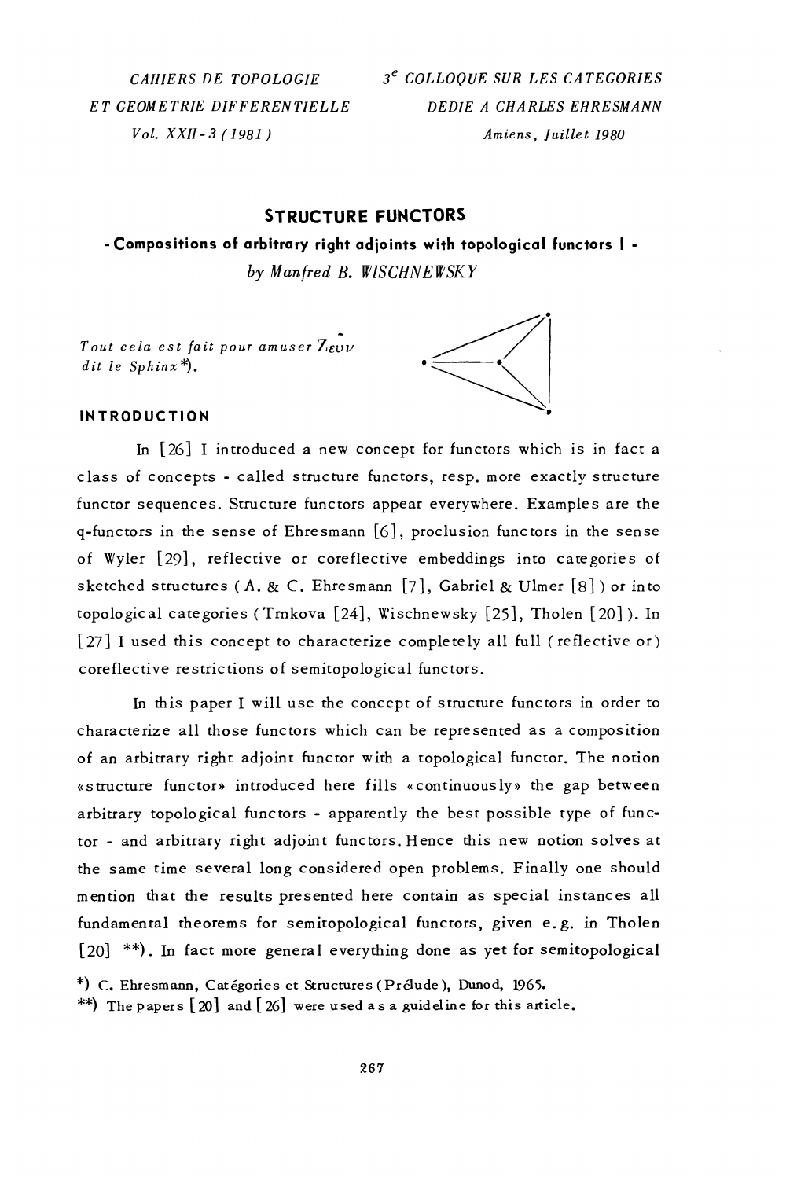CAHIERS DE TOPOLOGIE
ET GEOMETRIE DIFFERENTIELLE
Vol. XXII-3 (1981)

3[e] COLLOQUE SUR LES CATEGORIES
DEDIE A CHARLES EHRESMANN
Amiens, Juillet 1980

# STRUCTURE FUNCTORS

## - Compositions of arbitrary right adjoints with topological functors I -

*by Manfred B. WISCHNEWSKY*

*Tout cela est fait pour amuser $Z\tilde{\varepsilon}\upsilon\nu$ dit le Sphinx \*).*

### INTRODUCTION

In [26] I introduced a new concept for functors which is in fact a class of concepts - called structure functors, resp. more exactly structure functor sequences. Structure functors appear everywhere. Examples are the q-functors in the sense of Ehresmann [6], proclusion functors in the sense of Wyler [29], reflective or coreflective embeddings into categories of sketched structures (A. & C. Ehresmann [7], Gabriel & Ulmer [8]) or into topological categories (Trnkova [24], Wischnewsky [25], Tholen [20]). In [27] I used this concept to characterize completely all full (reflective or) coreflective restrictions of semitopological functors.

In this paper I will use the concept of structure functors in order to characterize all those functors which can be represented as a composition of an arbitrary right adjoint functor with a topological functor. The notion «structure functor» introduced here fills «continuously» the gap between arbitrary topological functors - apparently the best possible type of functor - and arbitrary right adjoint functors. Hence this new notion solves at the same time several long considered open problems. Finally one should mention that the results presented here contain as special instances all fundamental theorems for semitopological functors, given e.g. in Tholen [20] \*\*). In fact more general everything done as yet for semitopological

\*) C. Ehresmann, Catégories et Structures (Prélude), Dunod, 1965.

\*\*) The papers [20] and [26] were used as a guideline for this article.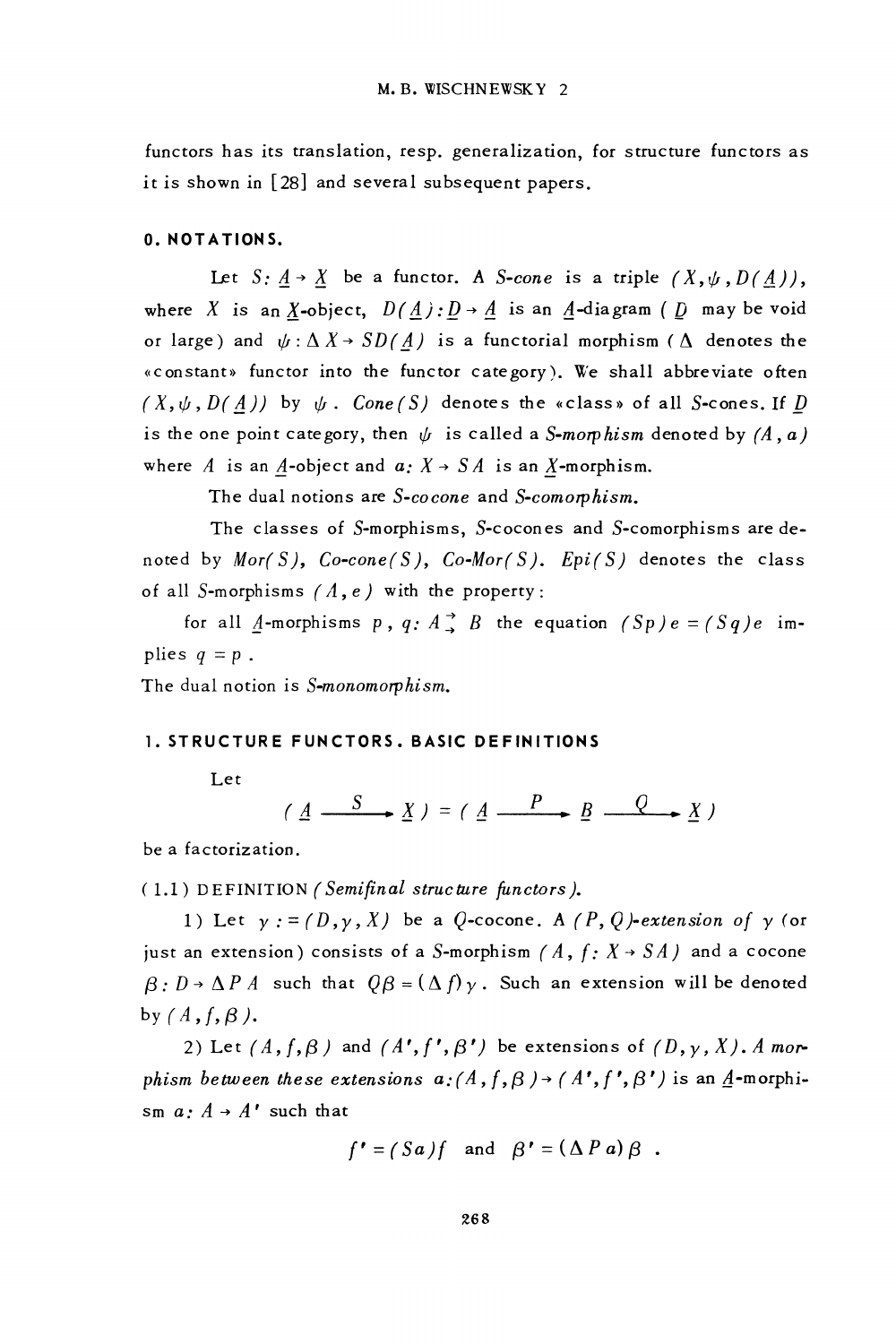functors has its translation, resp. generalization, for structure functors as it is shown in [28] and several subsequent papers.

## 0. NOTATIONS.

Let $S: \underline{A} \to \underline{X}$ be a functor. A *S-cone* is a triple $(X, \psi, D(\underline{A}))$, where $X$ is an $\underline{X}$-object, $D(\underline{A}): \underline{D} \to \underline{A}$ is an $\underline{A}$-diagram ( $\underline{D}$ may be void or large) and $\psi: \Delta X \to SD(\underline{A})$ is a functorial morphism ( $\Delta$ denotes the «constant» functor into the functor category). We shall abbreviate often $(X, \psi, D(\underline{A}))$ by $\psi$. *Cone(S)* denotes the «class» of all $S$-cones. If $\underline{D}$ is the one point category, then $\psi$ is called a *S-morphism* denoted by $(A, a)$ where $A$ is an $\underline{A}$-object and $a: X \to SA$ is an $\underline{X}$-morphism.

The dual notions are *S-cocone* and *S-comorphism.*

The classes of $S$-morphisms, $S$-cocones and $S$-comorphisms are denoted by *Mor(S)*, *Co-cone(S)*, *Co-Mor(S)*. *Epi(S)* denotes the class of all $S$-morphisms $(A, e)$ with the property:

for all $\underline{A}$-morphisms $p$, $q: A \rightrightarrows B$ the equation $(Sp)e = (Sq)e$ implies $q = p$.

The dual notion is *S-monomorphism.*

## 1. STRUCTURE FUNCTORS. BASIC DEFINITIONS

Let

$$( \underline{A} \xrightarrow{\ S\ } \underline{X} ) = ( \underline{A} \xrightarrow{\ P\ } \underline{B} \xrightarrow{\ Q\ } \underline{X} )$$

be a factorization.

(1.1) DEFINITION *(Semifinal structure functors).*

1) Let $\gamma := (D, \gamma, X)$ be a $Q$-cocone. A *$(P, Q)$-extension of* $\gamma$ (or just an extension) consists of a $S$-morphism $(A, f: X \to SA)$ and a cocone $\beta: D \to \Delta PA$ such that $Q\beta = (\Delta f)\gamma$. Such an extension will be denoted by $(A, f, \beta)$.

2) Let $(A, f, \beta)$ and $(A', f', \beta')$ be extensions of $(D, \gamma, X)$. *A morphism between these extensions* $a: (A, f, \beta) \to (A', f', \beta')$ is an $\underline{A}$-morphism $a: A \to A'$ such that

$$f' = (Sa)f \quad \text{and} \quad \beta' = (\Delta P a)\beta \ .$$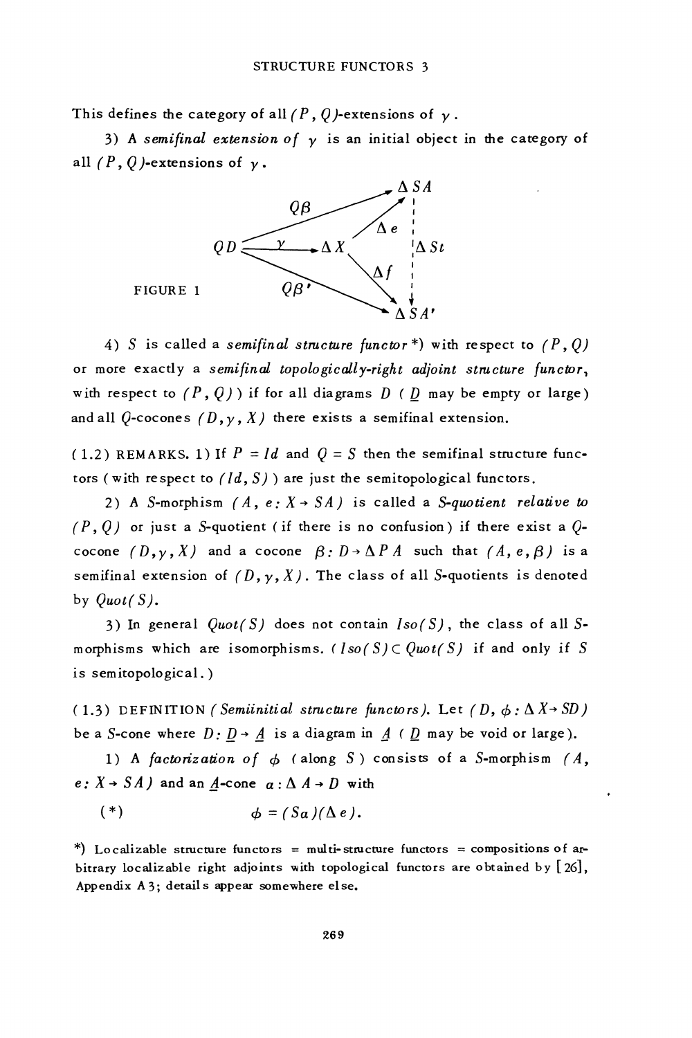This defines the category of all $(P, Q)$-extensions of $\gamma$.

3) A *semifinal extension of* $\gamma$ is an initial object in the category of all $(P, Q)$-extensions of $\gamma$.

FIGURE 1

4) $S$ is called a *semifinal structure functor* \*) with respect to $(P, Q)$ or more exactly a *semifinal topologically-right adjoint structure functor*, with respect to $(P, Q)$ ) if for all diagrams $D$ ( $\underline{D}$ may be empty or large) and all $Q$-cocones $(D, \gamma, X)$ there exists a semifinal extension.

(1.2) REMARKS. 1) If $P = Id$ and $Q = S$ then the semifinal structure functors (with respect to $(Id, S)$ ) are just the semitopological functors.

2) A $S$-morphism $(A, e: X \to SA)$ is called a *$S$-quotient relative to* $(P, Q)$ or just a $S$-quotient (if there is no confusion) if there exist a $Q$-cocone $(D, \gamma, X)$ and a cocone $\beta: D \to \Delta P A$ such that $(A, e, \beta)$ is a semifinal extension of $(D, \gamma, X)$. The class of all $S$-quotients is denoted by $Quot(S)$.

3) In general $Quot(S)$ does not contain $Iso(S)$, the class of all $S$-morphisms which are isomorphisms. ( $Iso(S) \subset Quot(S)$ if and only if $S$ is semitopological.)

(1.3) DEFINITION (*Semiinitial structure functors*). Let $(D, \phi: \Delta X \to SD)$ be a $S$-cone where $D: \underline{D} \to \underline{A}$ is a diagram in $\underline{A}$ ( $\underline{D}$ may be void or large).

1) A *factorization of* $\phi$ (along $S$) consists of a $S$-morphism $(A, e: X \to SA)$ and an $\underline{A}$-cone $a: \Delta A \to D$ with

$$(*) \qquad \phi = (Sa)(\Delta e).$$

\*) Localizable structure functors = multi-structure functors = compositions of arbitrary localizable right adjoints with topological functors are obtained by [26], Appendix A 3; details appear somewhere else.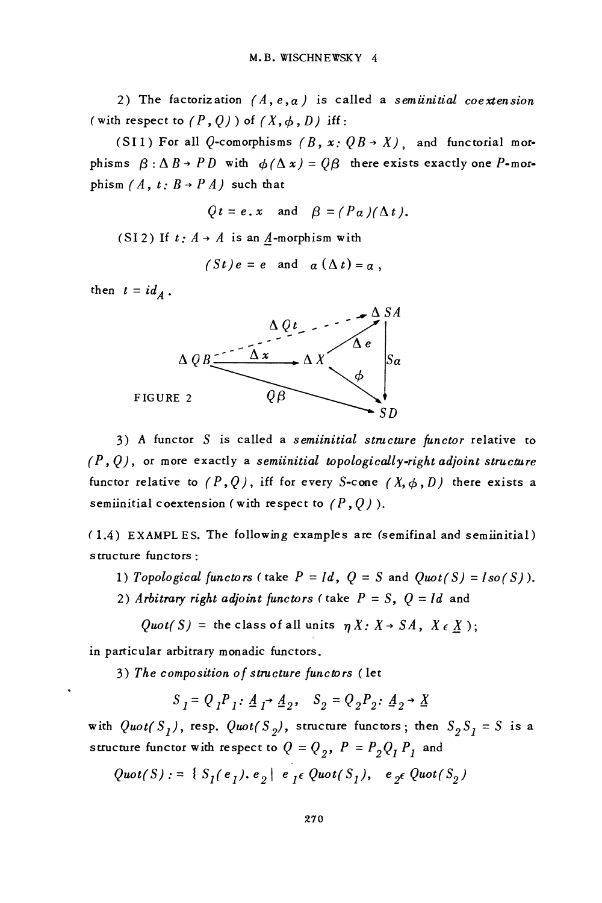2) The factorization $(A, e, a)$ is called a *semiinitial coextension* (with respect to $(P, Q)$) of $(X, \phi, D)$ iff:

(SI 1) For all $Q$-comorphisms $(B, x: QB \to X)$, and functorial morphisms $\beta : \Delta B \to PD$ with $\phi(\Delta x) = Q\beta$ there exists exactly one $P$-morphism $(A, t: B \to PA)$ such that

$$Qt = e.x \quad \text{and} \quad \beta = (Pa)(\Delta t).$$

(SI 2) If $t: A \to A$ is an $\underline{A}$-morphism with

$$(St)e = e \quad \text{and} \quad a(\Delta t) = a,$$

then $t = id_A$.

$$\begin{array}{ccccc}
 & & \Delta Qt & \dashrightarrow & \Delta SA \\
\Delta QB & \xrightarrow{\Delta x} & \Delta X & \xrightarrow{\Delta e} & \Delta SA \\
 & \searrow^{Q\beta} & & \searrow^{\phi} & \downarrow Sa \\
 & & & & SD
\end{array}$$

FIGURE 2

3) A functor $S$ is called a *semiinitial structure functor* relative to $(P, Q)$, or more exactly a *semiinitial topologically-right adjoint structure* functor relative to $(P, Q)$, iff for every $S$-cone $(X, \phi, D)$ there exists a semiinitial coextension (with respect to $(P, Q)$).

(1.4) EXAMPLES. The following examples are (semifinal and semiinitial) structure functors:

1) *Topological functors* (take $P = Id$, $Q = S$ and $Quot(S) = Iso(S)$).

2) *Arbitrary right adjoint functors* (take $P = S$, $Q = Id$ and

$$Quot(S) = \text{the class of all units } \eta X: X \to SA,\ X \in \underline{X});$$

in particular arbitrary monadic functors.

3) *The composition of structure functors* (let

$$S_1 = Q_1 P_1 : \underline{A}_1 \to \underline{A}_2, \quad S_2 = Q_2 P_2 : \underline{A}_2 \to \underline{X}$$

with $Quot(S_1)$, resp. $Quot(S_2)$, structure functors; then $S_2 S_1 = S$ is a structure functor with respect to $Q = Q_2$, $P = P_2 Q_1 P_1$ and

$$Quot(S) := \{ S_1(e_1).e_2 \mid e_1 \in Quot(S_1), \quad e_2 \in Quot(S_2)$$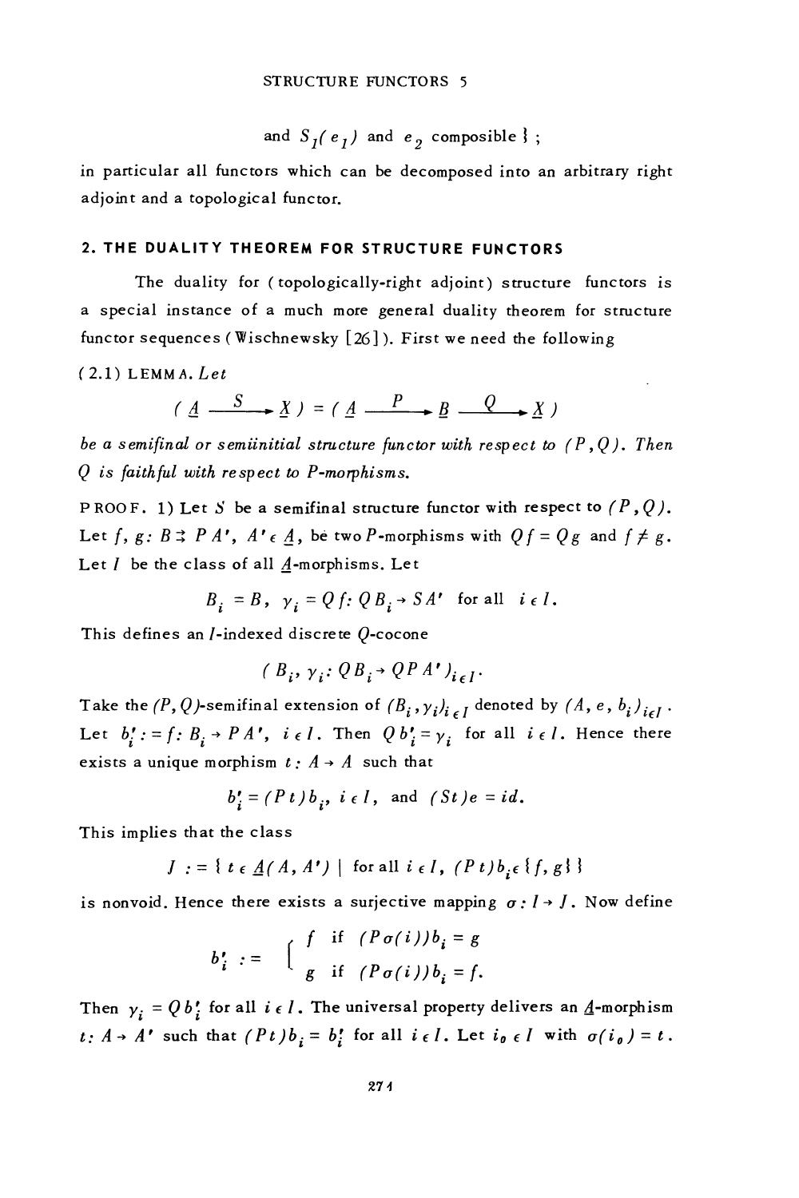and $S_I(e_I)$ and $e_2$ composible } ;

in particular all functors which can be decomposed into an arbitrary right adjoint and a topological functor.

## 2. THE DUALITY THEOREM FOR STRUCTURE FUNCTORS

The duality for (topologically-right adjoint) structure functors is a special instance of a much more general duality theorem for structure functor sequences (Wischnewsky [26]). First we need the following

(2.1) LEMMA. *Let*

$$(\underline{A} \xrightarrow{S} \underline{X}) = (\underline{A} \xrightarrow{P} \underline{B} \xrightarrow{Q} \underline{X})$$

*be a semifinal or semiinitial structure functor with respect to* $(P,Q)$. *Then* $Q$ *is faithful with respect to P-morphisms.*

PROOF. 1) Let $S$ be a semifinal structure functor with respect to $(P,Q)$. Let $f, g: B \rightrightarrows PA'$, $A' \in \underline{A}$, be two $P$-morphisms with $Qf = Qg$ and $f \neq g$. Let $I$ be the class of all $\underline{A}$-morphisms. Let

$$B_i = B, \ \gamma_i = Qf: QB_i \to SA' \ \text{ for all } \ i \in I.$$

This defines an $I$-indexed discrete $Q$-cocone

$$(B_i, \gamma_i: QB_i \to QPA')_{i \in I}.$$

Take the $(P,Q)$-semifinal extension of $(B_i, \gamma_i)_{i \in I}$ denoted by $(A, e, b_i)_{i \in I}$. Let $b_i' := f: B_i \to PA'$, $i \in I$. Then $Qb_i' = \gamma_i$ for all $i \in I$. Hence there exists a unique morphism $t: A \to A$ such that

$$b_i' = (Pt)b_i, \ i \in I, \ \text{ and } \ (St)e = id.$$

This implies that the class

$$J := \{ t \in \underline{A}(A, A') \mid \text{for all } i \in I, \ (Pt)b_i \in \{f, g\} \}$$

is nonvoid. Hence there exists a surjective mapping $\sigma: I \to J$. Now define

$$b_i' := \begin{cases} f & \text{if } (P\sigma(i))b_i = g \\ g & \text{if } (P\sigma(i))b_i = f. \end{cases}$$

Then $\gamma_i = Qb_i'$ for all $i \in I$. The universal property delivers an $\underline{A}$-morphism $t: A \to A'$ such that $(Pt)b_i = b_i'$ for all $i \in I$. Let $i_0 \in I$ with $\sigma(i_0) = t$.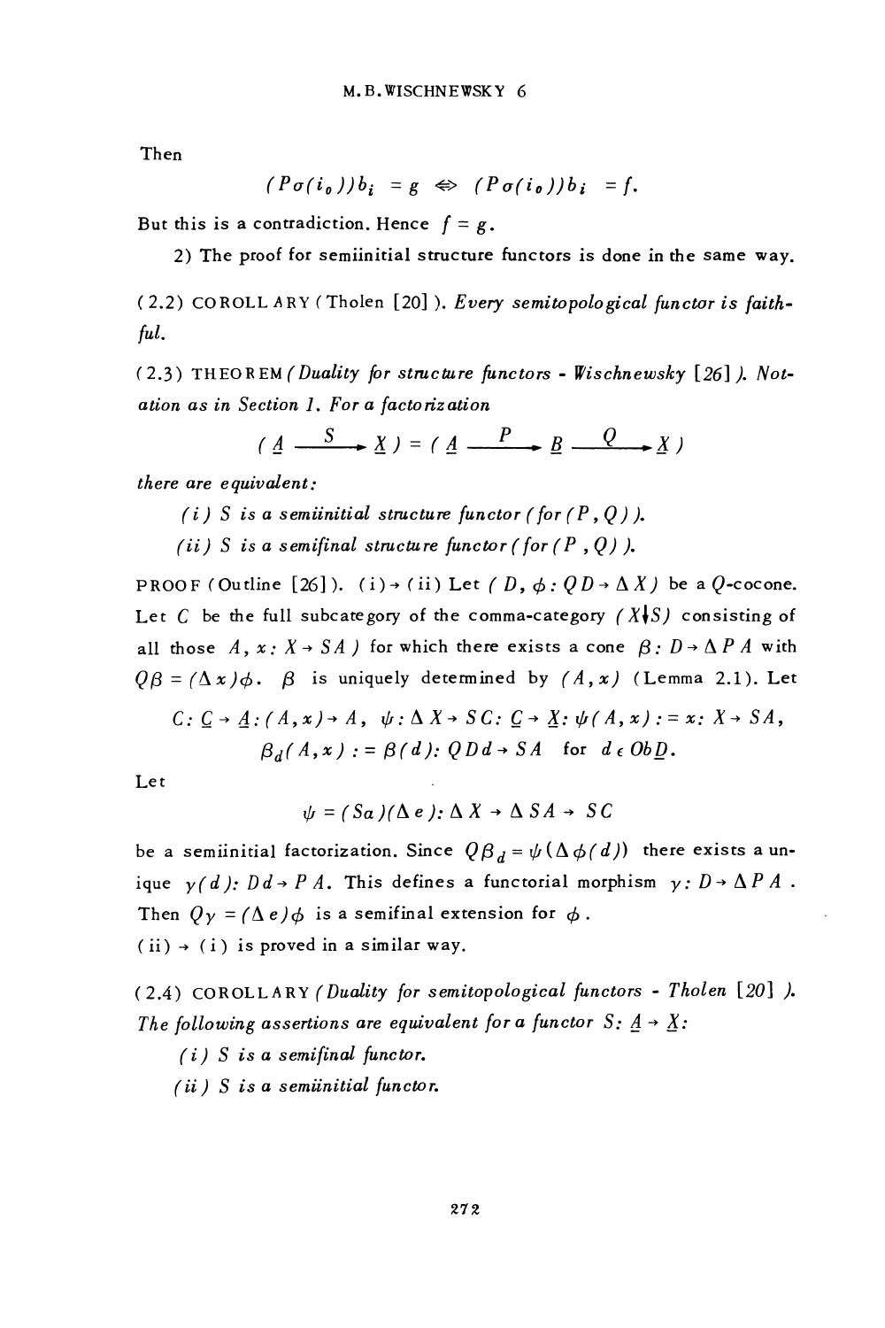Then

$$(P\sigma(i_0))b_i = g \Leftrightarrow (P\sigma(i_0))b_i = f.$$

But this is a contradiction. Hence $f = g$.

2) The proof for semiinitial structure functors is done in the same way.

(2.2) COROLLARY (Tholen [20]). *Every semitopological functor is faithful.*

(2.3) THEOREM (*Duality for structure functors - Wischnewsky* [26]). *Notation as in Section 1. For a factorization*

$$(\underline{A} \xrightarrow{S} \underline{X}) = (\underline{A} \xrightarrow{P} \underline{B} \xrightarrow{Q} \underline{X})$$

*there are equivalent:*

*(i) $S$ is a semiinitial structure functor (for $(P, Q)$).*

*(ii) $S$ is a semifinal structure functor (for $(P, Q)$).*

PROOF (Outline [26]). (i) → (ii) Let $(D, \phi: QD \to \Delta X)$ be a $Q$-cocone. Let $C$ be the full subcategory of the comma-category $(X \downarrow S)$ consisting of all those $A, x: X \to SA)$ for which there exists a cone $\beta: D \to \Delta PA$ with $Q\beta = (\Delta x)\phi$. $\beta$ is uniquely determined by $(A, x)$ (Lemma 2.1). Let

$$C: \underline{C} \to \underline{A}: (A, x) \to A, \quad \psi: \Delta X \to SC: \underline{C} \to \underline{X}: \psi(A, x) := x: X \to SA,$$
$$\beta_d(A, x) := \beta(d): QDd \to SA \quad \text{for } d \in Ob\underline{D}.$$

Let

$$\psi = (Sa)(\Delta e): \Delta X \to \Delta SA \to SC$$

be a semiinitial factorization. Since $Q\beta_d = \psi(\Delta\phi(d))$ there exists a unique $\gamma(d): Dd \to PA$. This defines a functorial morphism $\gamma: D \to \Delta PA$. Then $Q\gamma = (\Delta e)\phi$ is a semifinal extension for $\phi$.

(ii) → (i) is proved in a similar way.

(2.4) COROLLARY (*Duality for semitopological functors - Tholen* [20]). *The following assertions are equivalent for a functor $S: \underline{A} \to \underline{X}$:*

*(i) $S$ is a semifinal functor.*

*(ii) $S$ is a semiinitial functor.*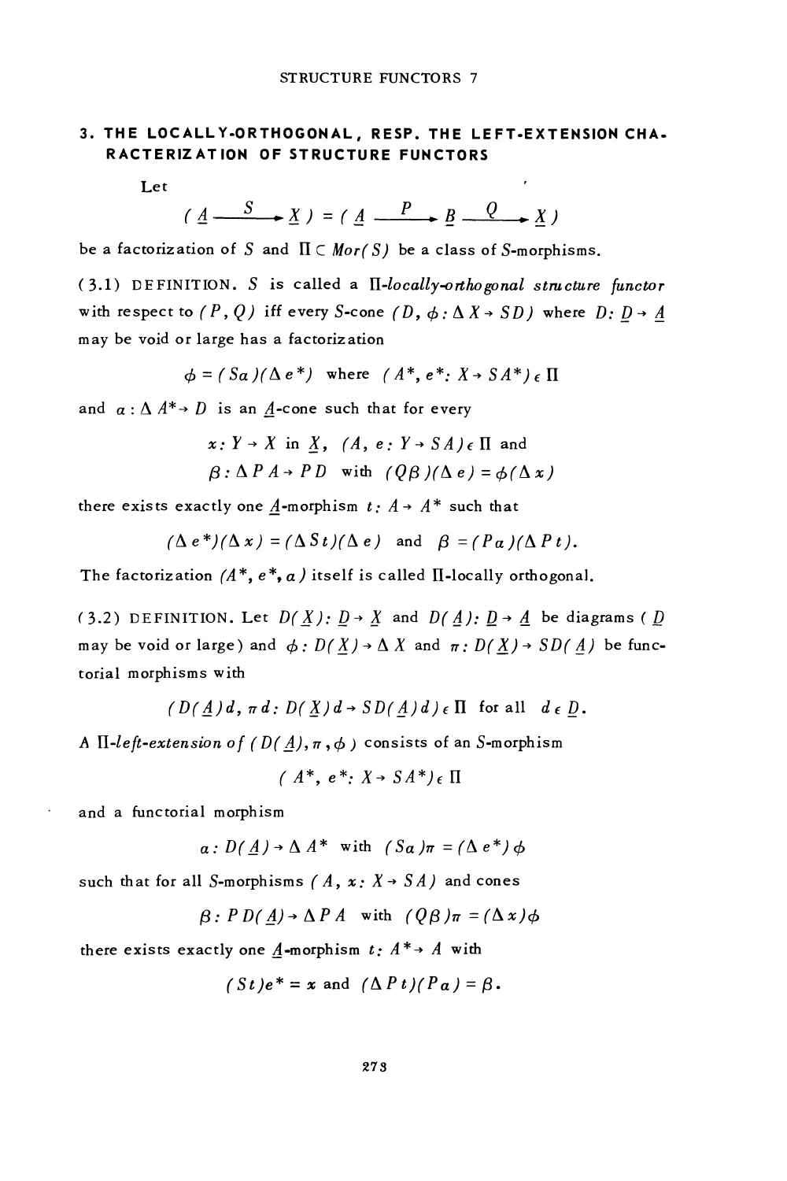## 3. THE LOCALLY-ORTHOGONAL, RESP. THE LEFT-EXTENSION CHARACTERIZATION OF STRUCTURE FUNCTORS

Let

$$(\underline{A} \xrightarrow{\ S\ } \underline{X}) = (\underline{A} \xrightarrow{\ P\ } \underline{B} \xrightarrow{\ Q\ } \underline{X})$$

be a factorization of $S$ and $\Pi \subset Mor(S)$ be a class of $S$-morphisms.

(3.1) DEFINITION. $S$ is called a *$\Pi$-locally-orthogonal structure functor* with respect to $(P, Q)$ iff every $S$-cone $(D, \phi : \Delta X \to SD)$ where $D: \underline{D} \to \underline{A}$ may be void or large has a factorization

$$\phi = (S\alpha)(\Delta e^*) \quad \text{where} \quad (A^*, e^*: X \to SA^*) \in \Pi$$

and $\alpha : \Delta A^* \to D$ is an $\underline{A}$-cone such that for every

$$x: Y \to X \text{ in } \underline{X}, \quad (A, e: Y \to SA) \in \Pi \text{ and}$$
$$\beta : \Delta PA \to PD \quad \text{with} \quad (Q\beta)(\Delta e) = \phi(\Delta x)$$

there exists exactly one $\underline{A}$-morphism $t: A \to A^*$ such that

$$(\Delta e^*)(\Delta x) = (\Delta St)(\Delta e) \quad \text{and} \quad \beta = (P\alpha)(\Delta Pt).$$

The factorization $(A^*, e^*, \alpha)$ itself is called $\Pi$-locally orthogonal.

(3.2) DEFINITION. Let $D(\underline{X}): \underline{D} \to \underline{X}$ and $D(\underline{A}): \underline{D} \to \underline{A}$ be diagrams ($\underline{D}$ may be void or large) and $\phi : D(\underline{X}) \to \Delta X$ and $\pi : D(\underline{X}) \to SD(\underline{A})$ be functorial morphisms with

$$(D(\underline{A})d, \pi d : D(\underline{X})d \to SD(\underline{A})d) \in \Pi \quad \text{for all} \quad d \in \underline{D}.$$

A *$\Pi$-left-extension of* $(D(\underline{A}), \pi, \phi)$ consists of an $S$-morphism

$$(A^*, e^*: X \to SA^*) \in \Pi$$

and a functorial morphism

$$\alpha : D(\underline{A}) \to \Delta A^* \quad \text{with} \quad (S\alpha)\pi = (\Delta e^*)\phi$$

such that for all $S$-morphisms $(A, x: X \to SA)$ and cones

$$\beta : PD(\underline{A}) \to \Delta PA \quad \text{with} \quad (Q\beta)\pi = (\Delta x)\phi$$

there exists exactly one $\underline{A}$-morphism $t: A^* \to A$ with

$$(St)e^* = x \quad \text{and} \quad (\Delta Pt)(P\alpha) = \beta.$$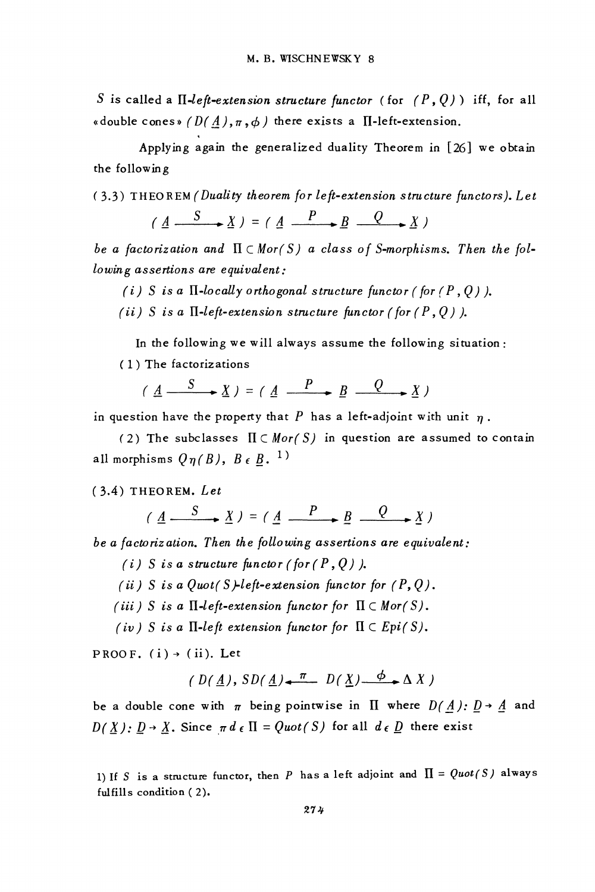$S$ is called a *$\Pi$-left-extension structure functor* (for $(P, Q)$) iff, for all «double cones» $(D(\underline{A}), \pi, \phi)$ there exists a $\Pi$-left-extension.

Applying again the generalized duality Theorem in [26] we obtain the following

(3.3) THEOREM *(Duality theorem for left-extension structure functors). Let*

$$(\underline{A} \xrightarrow{S} \underline{X}) = (\underline{A} \xrightarrow{P} \underline{B} \xrightarrow{Q} \underline{X})$$

*be a factorization and $\Pi \subset Mor(S)$ a class of S-morphisms. Then the following assertions are equivalent:*

*(i) $S$ is a $\Pi$-locally orthogonal structure functor (for $(P, Q)$).*

*(ii) $S$ is a $\Pi$-left-extension structure functor (for $(P, Q)$).*

In the following we will always assume the following situation:

(1) The factorizations

$$(\underline{A} \xrightarrow{S} \underline{X}) = (\underline{A} \xrightarrow{P} \underline{B} \xrightarrow{Q} \underline{X})$$

in question have the property that $P$ has a left-adjoint with unit $\eta$.

(2) The subclasses $\Pi \subset Mor(S)$ in question are assumed to contain all morphisms $Q\eta(B)$, $B \in \underline{B}$. [1)]

(3.4) THEOREM. *Let*

$$(\underline{A} \xrightarrow{S} \underline{X}) = (\underline{A} \xrightarrow{P} \underline{B} \xrightarrow{Q} \underline{X})$$

*be a factorization. Then the following assertions are equivalent:*

*(i) $S$ is a structure functor (for $(P, Q)$).*

*(ii) $S$ is a $Quot(S)$-left-extension functor for $(P, Q)$.*

*(iii) $S$ is a $\Pi$-left-extension functor for $\Pi \subset Mor(S)$.*

*(iv) $S$ is a $\Pi$-left extension functor for $\Pi \subset Epi(S)$.*

PROOF. (i) $\rightarrow$ (ii). Let

$$(D(\underline{A}), SD(\underline{A}) \xleftarrow{\pi} D(\underline{X}) \xrightarrow{\phi} \Delta X)$$

be a double cone with $\pi$ being pointwise in $\Pi$ where $D(\underline{A}): \underline{D} \rightarrow \underline{A}$ and $D(\underline{X}): \underline{D} \rightarrow \underline{X}$. Since $\pi d \in \Pi = Quot(S)$ for all $d \in \underline{D}$ there exist

1) If $S$ is a structure functor, then $P$ has a left adjoint and $\Pi = Quot(S)$ always fulfills condition (2).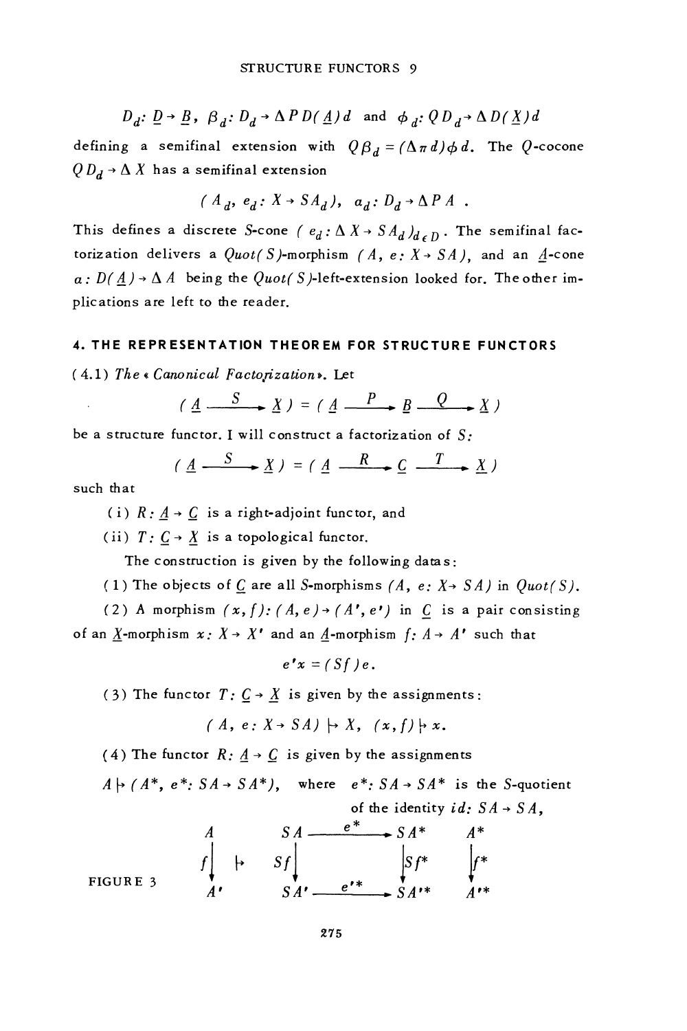$$D_d: \underline{D} \to \underline{B},\ \beta_d: D_d \to \Delta P D(\underline{A}) d \text{ and } \phi_d: Q D_d \to \Delta D(\underline{X}) d$$

defining a semifinal extension with $Q\beta_d = (\Delta \pi d)\phi d$. The $Q$-cocone $Q D_d \to \Delta X$ has a semifinal extension

$$(A_d,\ e_d: X \to SA_d),\ \ a_d: D_d \to \Delta P A\ .$$

This defines a discrete $S$-cone $(e_d: \Delta X \to SA_d)_{d \in D}$. The semifinal factorization delivers a *Quot(S)*-morphism $(A,\ e: X \to SA)$, and an $\underline{A}$-cone $a: D(\underline{A}) \to \Delta A$ being the *Quot(S)*-left-extension looked for. The other implications are left to the reader.

## 4. THE REPRESENTATION THEOREM FOR STRUCTURE FUNCTORS

(4.1) *The « Canonical Factorization».* Let

$$(\underline{A} \xrightarrow{\ S\ } \underline{X}) = (\underline{A} \xrightarrow{\ P\ } \underline{B} \xrightarrow{\ Q\ } \underline{X})$$

be a structure functor. I will construct a factorization of $S$:

$$(\underline{A} \xrightarrow{\ S\ } \underline{X}) = (\underline{A} \xrightarrow{\ R\ } \underline{C} \xrightarrow{\ T\ } \underline{X})$$

such that

(i) $R: \underline{A} \to \underline{C}$ is a right-adjoint functor, and

(ii) $T: \underline{C} \to \underline{X}$ is a topological functor.

The construction is given by the following datas:

(1) The objects of $\underline{C}$ are all $S$-morphisms $(A,\ e: X \to SA)$ in *Quot(S)*.

(2) A morphism $(x, f): (A, e) \to (A', e')$ in $\underline{C}$ is a pair consisting of an $\underline{X}$-morphism $x: X \to X'$ and an $\underline{A}$-morphism $f: A \to A'$ such that

$$e'x = (Sf)e.$$

(3) The functor $T: \underline{C} \to \underline{X}$ is given by the assignments:

$$(A,\ e: X \to SA) \mapsto X,\ \ (x, f) \mapsto x.$$

(4) The functor $R: \underline{A} \to \underline{C}$ is given by the assignments

$A \mapsto (A^*,\ e^*: SA \to SA^*)$, where $e^*: SA \to SA^*$ is the $S$-quotient of the identity $id: SA \to SA$,

$$\begin{array}{ccccc} A & & SA \xrightarrow{\ e^*\ } SA^* & & A^* \\ f \downarrow & \mapsto & Sf \downarrow \qquad\qquad \downarrow Sf^* & & \downarrow f^* \\ A' & & SA' \xrightarrow{\ e'^*\ } SA'^* & & A'^* \end{array}$$

FIGURE 3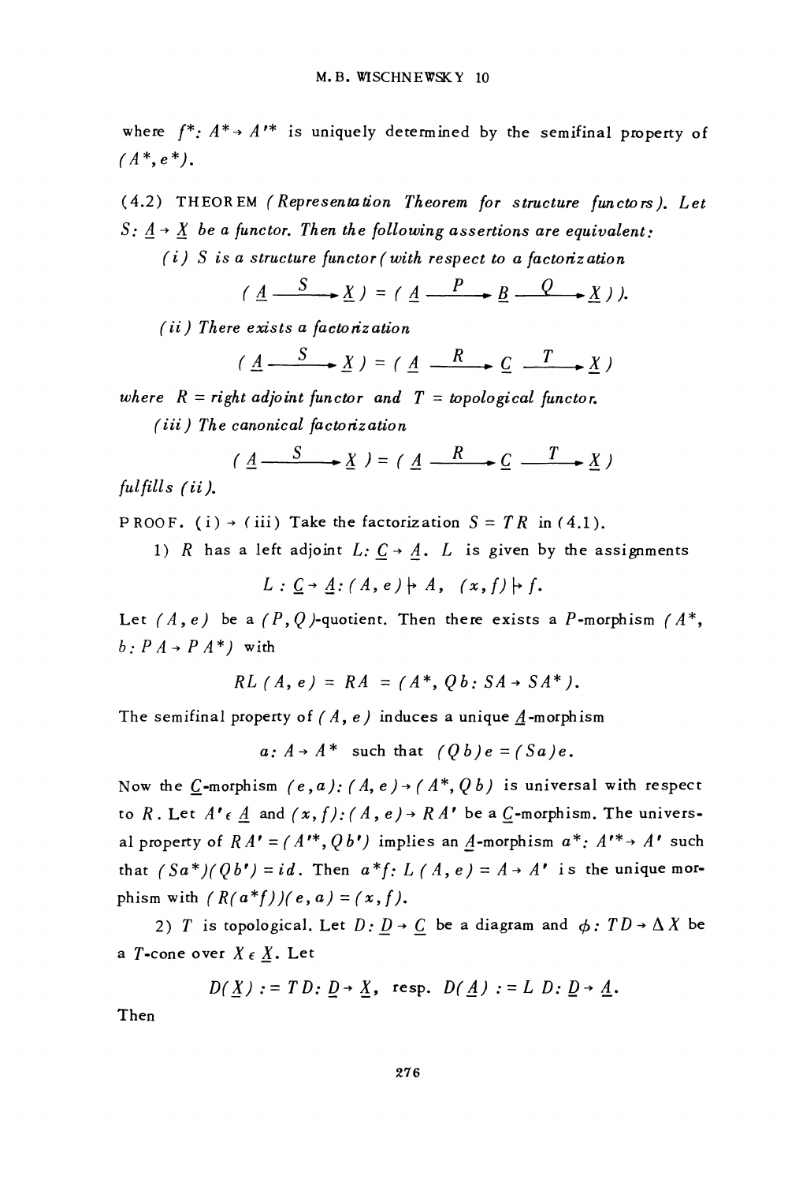where $f^*: A^* \to A'^*$ is uniquely determined by the semifinal property of $(A^*, e^*)$.

(4.2) THEOREM *(Representation Theorem for structure functors). Let $S: \underline{A} \to \underline{X}$ be a functor. Then the following assertions are equivalent:*

*(i) $S$ is a structure functor (with respect to a factorization*

$$(\underline{A} \xrightarrow{S} \underline{X}) = (\underline{A} \xrightarrow{P} \underline{B} \xrightarrow{Q} \underline{X})).$$

*(ii) There exists a factorization*

$$(\underline{A} \xrightarrow{S} \underline{X}) = (\underline{A} \xrightarrow{R} \underline{C} \xrightarrow{T} \underline{X})$$

*where $R$ = right adjoint functor and $T$ = topological functor.*

*(iii) The canonical factorization*

$$(\underline{A} \xrightarrow{S} \underline{X}) = (\underline{A} \xrightarrow{R} \underline{C} \xrightarrow{T} \underline{X})$$

*fulfills (ii).*

PROOF. (i) $\to$ (iii) Take the factorization $S = TR$ in (4.1).

1) $R$ has a left adjoint $L: \underline{C} \to \underline{A}$. $L$ is given by the assignments

$$L: \underline{C} \to \underline{A}: (A, e) \mapsto A, \quad (x, f) \mapsto f.$$

Let $(A, e)$ be a $(P, Q)$-quotient. Then there exists a $P$-morphism $(A^*, b: PA \to PA^*)$ with

$$RL(A, e) = RA = (A^*, Qb: SA \to SA^*).$$

The semifinal property of $(A, e)$ induces a unique $\underline{A}$-morphism

$$a: A \to A^* \text{ such that } (Qb)e = (Sa)e.$$

Now the $\underline{C}$-morphism $(e, a): (A, e) \to (A^*, Qb)$ is universal with respect to $R$. Let $A' \in \underline{A}$ and $(x, f): (A, e) \to RA'$ be a $\underline{C}$-morphism. The universal property of $RA' = (A'^*, Qb')$ implies an $\underline{A}$-morphism $a^*: A'^* \to A'$ such that $(Sa^*)(Qb') = id$. Then $a^* f: L(A, e) = A \to A'$ is the unique morphism with $(R(a^* f))(e, a) = (x, f)$.

2) $T$ is topological. Let $D: \underline{D} \to \underline{C}$ be a diagram and $\phi: TD \to \Delta X$ be a $T$-cone over $X \in \underline{X}$. Let

$$D(\underline{X}) := TD: \underline{D} \to \underline{X}, \text{ resp. } D(\underline{A}) := LD: \underline{D} \to \underline{A}.$$

Then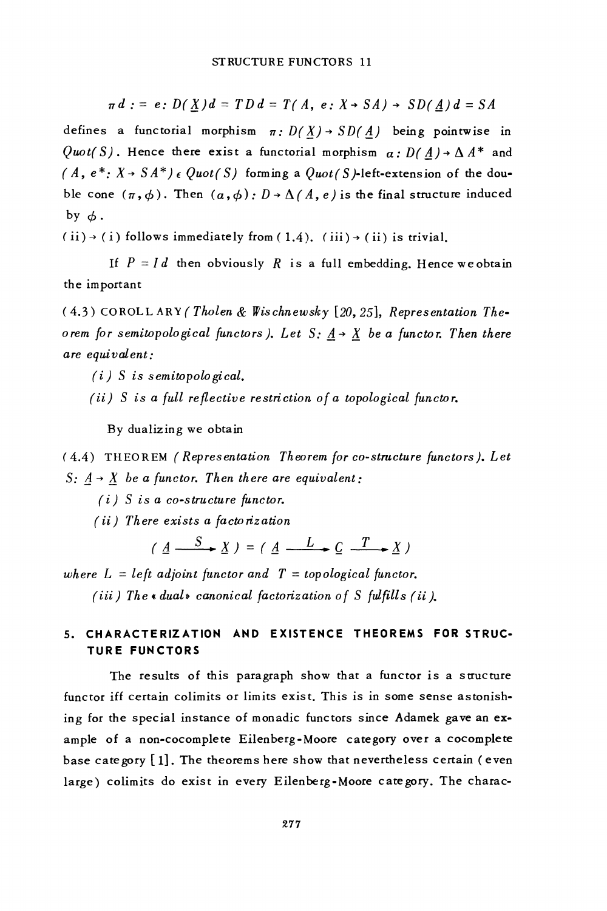$$\pi d := e : D(\underline{X})d = TDd = T(A,\ e: X \to SA) \to SD(\underline{A})d = SA$$

defines a functorial morphism $\pi : D(\underline{X}) \to SD(\underline{A})$ being pointwise in $Quot(S)$. Hence there exist a functorial morphism $a : D(\underline{A}) \to \Delta A^*$ and $(A, e^* : X \to SA^*) \in Quot(S)$ forming a $Quot(S)$-left-extension of the double cone $(\pi, \phi)$. Then $(a, \phi) : D \to \Delta(A, e)$ is the final structure induced by $\phi$.

(ii) → (i) follows immediately from (1.4). (iii) → (ii) is trivial.

If $P = Id$ then obviously $R$ is a full embedding. Hence we obtain the important

(4.3) COROLLARY *(Tholen & Wischnewsky [20, 25], Representation Theorem for semitopological functors). Let $S: \underline{A} \to \underline{X}$ be a functor. Then there are equivalent:*

*(i) $S$ is semitopological.*

*(ii) $S$ is a full reflective restriction of a topological functor.*

By dualizing we obtain

(4.4) THEOREM *(Representation Theorem for co-structure functors). Let $S: \underline{A} \to \underline{X}$ be a functor. Then there are equivalent:*

*(i) $S$ is a co-structure functor.*

*(ii) There exists a factorization*

$$(\underline{A} \xrightarrow{\ S\ } \underline{X}) = (\underline{A} \xrightarrow{\ L\ } \underline{C} \xrightarrow{\ T\ } \underline{X})$$

*where $L$ = left adjoint functor and $T$ = topological functor.*

*(iii) The «dual» canonical factorization of $S$ fulfills (ii).*

## 5. CHARACTERIZATION AND EXISTENCE THEOREMS FOR STRUCTURE FUNCTORS

The results of this paragraph show that a functor is a structure functor iff certain colimits or limits exist. This is in some sense astonishing for the special instance of monadic functors since Adamek gave an example of a non-cocomplete Eilenberg-Moore category over a cocomplete base category [1]. The theorems here show that nevertheless certain (even large) colimits do exist in every Eilenberg-Moore category. The charac-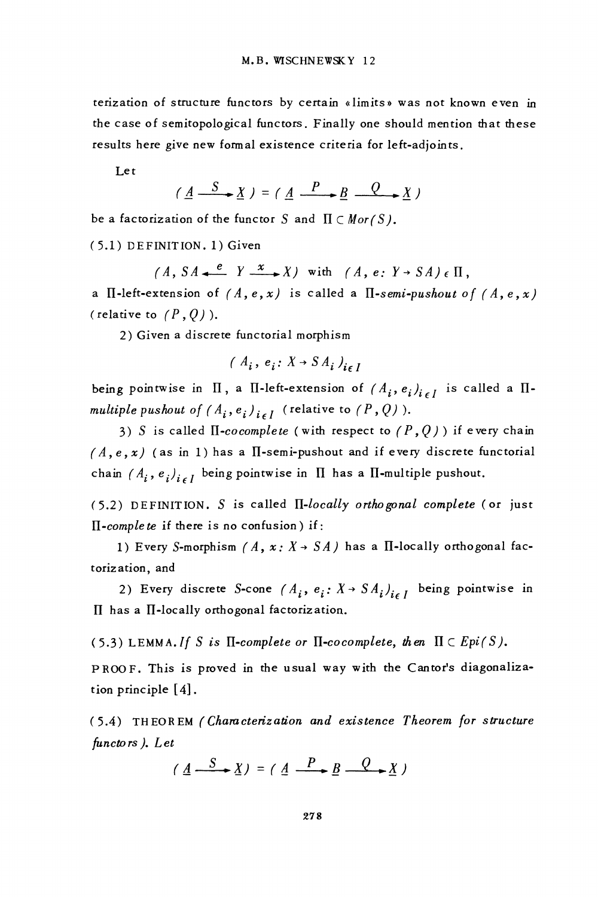terization of structure functors by certain «limits» was not known even in the case of semitopological functors. Finally one should mention that these results here give new formal existence criteria for left-adjoints.

Let

$$(\underline{A} \xrightarrow{S} \underline{X}) = (\underline{A} \xrightarrow{P} \underline{B} \xrightarrow{Q} \underline{X})$$

be a factorization of the functor $S$ and $\Pi \subset Mor(S)$.

(5.1) DEFINITION. 1) Given

$$(A, SA \xleftarrow{e} Y \xrightarrow{x} X) \text{ with } (A, e: Y \to SA) \in \Pi,$$

a $\Pi$-left-extension of $(A, e, x)$ is called a $\Pi$-*semi-pushout of* $(A, e, x)$ (relative to $(P, Q)$).

2) Given a discrete functorial morphism

$$(A_i, e_i: X \to SA_i)_{i \in I}$$

being pointwise in $\Pi$, a $\Pi$-left-extension of $(A_i, e_i)_{i \in I}$ is called a $\Pi$-*multiple pushout of* $(A_i, e_i)_{i \in I}$ (relative to $(P, Q)$).

3) $S$ is called $\Pi$-*cocomplete* (with respect to $(P, Q)$) if every chain $(A, e, x)$ (as in 1) has a $\Pi$-semi-pushout and if every discrete functorial chain $(A_i, e_i)_{i \in I}$ being pointwise in $\Pi$ has a $\Pi$-multiple pushout.

(5.2) DEFINITION. $S$ is called $\Pi$-*locally orthogonal complete* (or just $\Pi$-*complete* if there is no confusion) if:

1) Every $S$-morphism $(A, x: X \to SA)$ has a $\Pi$-locally orthogonal factorization, and

2) Every discrete $S$-cone $(A_i, e_i: X \to SA_i)_{i \in I}$ being pointwise in $\Pi$ has a $\Pi$-locally orthogonal factorization.

(5.3) LEMMA. *If $S$ is $\Pi$-complete or $\Pi$-cocomplete, then* $\Pi \subset Epi(S)$.

PROOF. This is proved in the usual way with the Cantor's diagonalization principle [4].

(5.4) THEOREM (*Characterization and existence Theorem for structure functors*). *Let*

$$(\underline{A} \xrightarrow{S} \underline{X}) = (\underline{A} \xrightarrow{P} \underline{B} \xrightarrow{Q} \underline{X})$$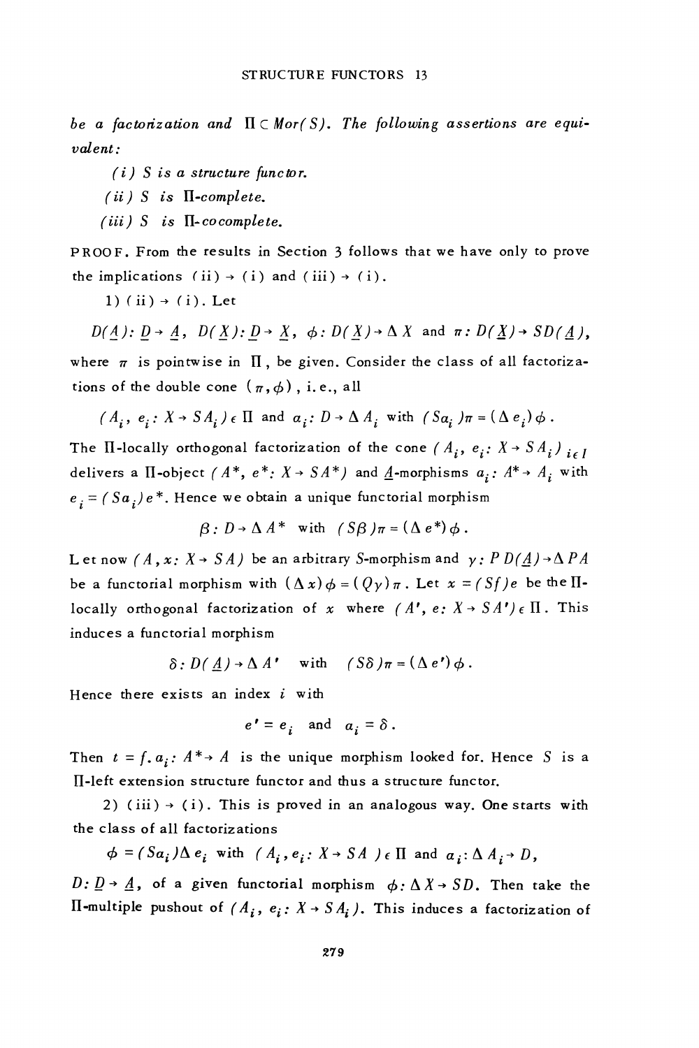*be a factorization and* $\Pi \subset Mor(S)$. *The following assertions are equivalent:*

*(i) S is a structure functor.*

*(ii) S is* $\Pi$*-complete.*

*(iii) S is* $\Pi$*-cocomplete.*

PROOF. From the results in Section 3 follows that we have only to prove the implications (ii) → (i) and (iii) → (i).

1) (ii) → (i). Let

$$D(\underline{A}): \underline{D} \to \underline{A},\ D(\underline{X}): \underline{D} \to \underline{X},\ \phi: D(\underline{X}) \to \Delta X \text{ and } \pi: D(\underline{X}) \to SD(\underline{A}),$$

where $\pi$ is pointwise in $\Pi$, be given. Consider the class of all factorizations of the double cone $(\pi, \phi)$, i.e., all

$$(A_i,\ e_i: X \to SA_i) \in \Pi \text{ and } a_i: D \to \Delta A_i \text{ with } (Sa_i)\pi = (\Delta e_i)\phi.$$

The $\Pi$-locally orthogonal factorization of the cone $(A_i,\ e_i: X \to SA_i)_{i \in I}$ delivers a $\Pi$-object $(A^*,\ e^*: X \to SA^*)$ and $\underline{A}$-morphisms $a_i: A^* \to A_i$ with $e_i = (Sa_i)e^*$. Hence we obtain a unique functorial morphism

$$\beta: D \to \Delta A^* \text{ with } (S\beta)\pi = (\Delta e^*)\phi.$$

Let now $(A, x: X \to SA)$ be an arbitrary $S$-morphism and $\gamma: PD(\underline{A}) \to \Delta PA$ be a functorial morphism with $(\Delta x)\phi = (Q\gamma)\pi$. Let $x = (Sf)e$ be the $\Pi$-locally orthogonal factorization of $x$ where $(A',\ e: X \to SA') \in \Pi$. This induces a functorial morphism

$$\delta: D(\underline{A}) \to \Delta A' \quad \text{with} \quad (S\delta)\pi = (\Delta e')\phi.$$

Hence there exists an index $i$ with

$$e' = e_i \quad \text{and} \quad a_i = \delta.$$

Then $t = f.a_i: A^* \to A$ is the unique morphism looked for. Hence $S$ is a $\Pi$-left extension structure functor and thus a structure functor.

2) (iii) → (i). This is proved in an analogous way. One starts with the class of all factorizations

$$\phi = (Sa_i)\Delta e_i \text{ with } (A_i, e_i: X \to SA\ ) \in \Pi \text{ and } a_i: \Delta A_i \to D,$$

$D: \underline{D} \to \underline{A}$, of a given functorial morphism $\phi: \Delta X \to SD$. Then take the $\Pi$-multiple pushout of $(A_i,\ e_i: X \to SA_i)$. This induces a factorization of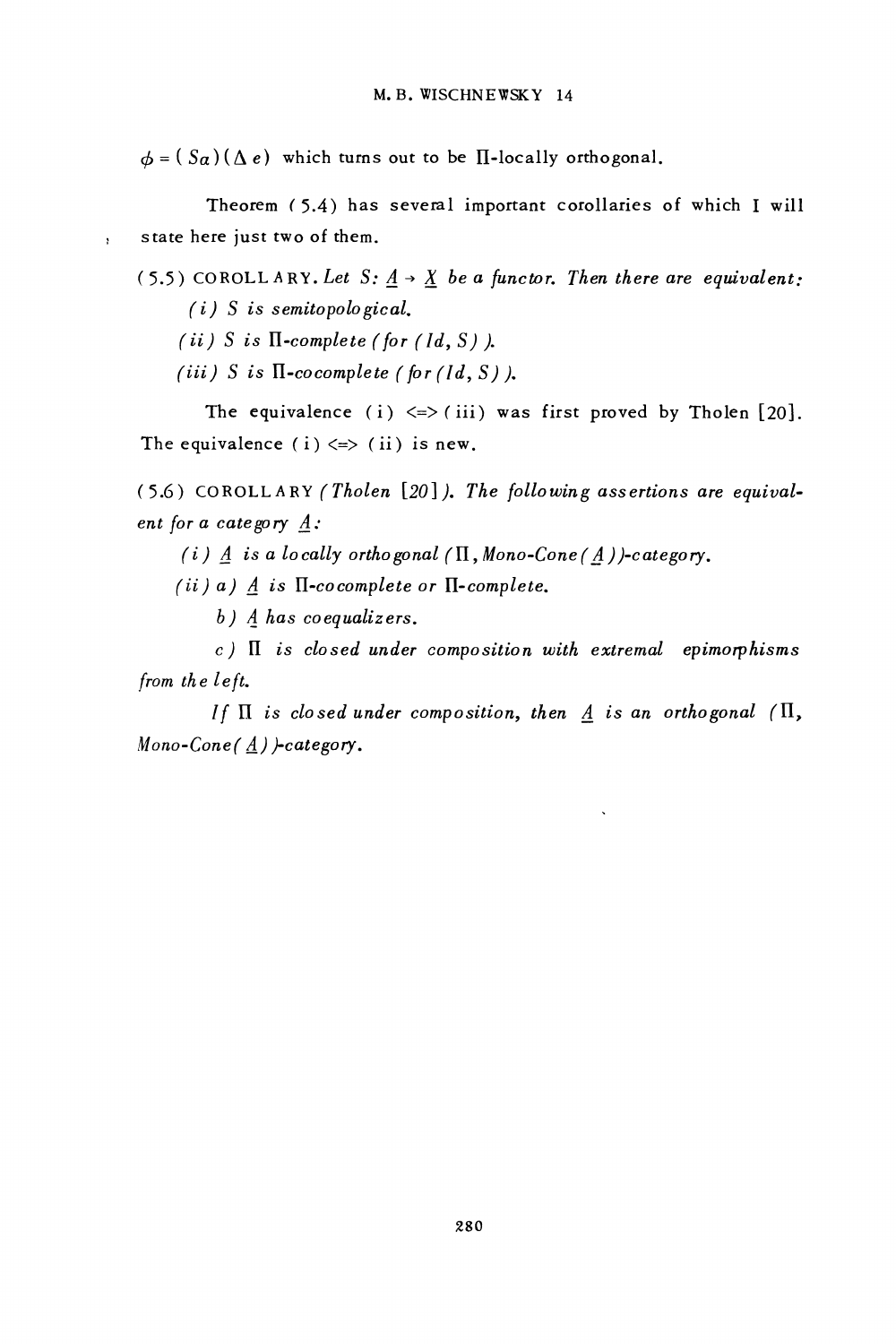$\phi = (Sa)(\Delta e)$ which turns out to be $\Pi$-locally orthogonal.

Theorem (5.4) has several important corollaries of which I will state here just two of them.

(5.5) COROLLARY. *Let $S: \underline{A} \to \underline{X}$ be a functor. Then there are equivalent:*

*(i) $S$ is semitopological.*

*(ii) $S$ is $\Pi$-complete (for $(Id, S)$).*

*(iii) $S$ is $\Pi$-cocomplete (for $(Id, S)$).*

The equivalence (i) <=> (iii) was first proved by Tholen [20]. The equivalence (i) <=> (ii) is new.

(5.6) COROLLARY *(Tholen [20]). The following assertions are equivalent for a category $\underline{A}$:*

*(i) $\underline{A}$ is a locally orthogonal $(\Pi, Mono\text{-}Cone(\underline{A}))$-category.*

*(ii) a) $\underline{A}$ is $\Pi$-cocomplete or $\Pi$-complete.*

*b) $\underline{A}$ has coequalizers.*

*c) $\Pi$ is closed under composition with extremal epimorphisms from the left.*

*If $\Pi$ is closed under composition, then $\underline{A}$ is an orthogonal $(\Pi, Mono\text{-}Cone(\underline{A}))$-category.*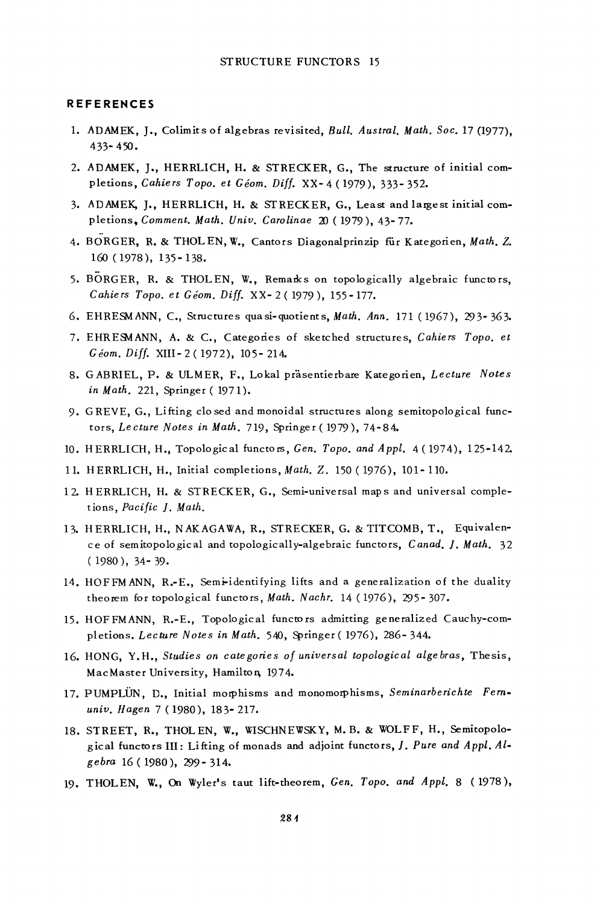## REFERENCES

1. ADAMEK, J., Colimits of algebras revisited, *Bull. Austral. Math. Soc.* 17 (1977), 433-450.
2. ADAMEK, J., HERRLICH, H. & STRECKER, G., The structure of initial completions, *Cahiers Topo. et Géom. Diff.* XX-4 (1979), 333-352.
3. ADAMEK, J., HERRLICH, H. & STRECKER, G., Least and largest initial completions, *Comment. Math. Univ. Carolinae* 20 (1979), 43-77.
4. BÖRGER, R. & THOLEN, W., Cantors Diagonalprinzip für Kategorien, *Math. Z.* 160 (1978), 135-138.
5. BÖRGER, R. & THOLEN, W., Remarks on topologically algebraic functors, *Cahiers Topo. et Géom. Diff.* XX-2 (1979), 155-177.
6. EHRESMANN, C., Structures quasi-quotients, *Math. Ann.* 171 (1967), 293-363.
7. EHRESMANN, A. & C., Categories of sketched structures, *Cahiers Topo. et Géom. Diff.* XIII-2 (1972), 105-214.
8. GABRIEL, P. & ULMER, F., Lokal präsentierbare Kategorien, *Lecture Notes in Math.* 221, Springer (1971).
9. GREVE, G., Lifting closed and monoidal structures along semitopological functors, *Lecture Notes in Math.* 719, Springer (1979), 74-84.
10. HERRLICH, H., Topological functors, *Gen. Topo. and Appl.* 4 (1974), 125-142.
11. HERRLICH, H., Initial completions, *Math. Z.* 150 (1976), 101-110.
12. HERRLICH, H. & STRECKER, G., Semi-universal maps and universal completions, *Pacific J. Math.*
13. HERRLICH, H., NAKAGAWA, R., STRECKER, G. & TITCOMB, T., Equivalence of semitopological and topologically-algebraic functors, *Canad. J. Math.* 32 (1980), 34-39.
14. HOFFMANN, R.-E., Semi-identifying lifts and a generalization of the duality theorem for topological functors, *Math. Nachr.* 14 (1976), 295-307.
15. HOFFMANN, R.-E., Topological functors admitting generalized Cauchy-completions. *Lecture Notes in Math.* 540, Springer (1976), 286-344.
16. HONG, Y.H., *Studies on categories of universal topological algebras*, Thesis, MacMaster University, Hamilton, 1974.
17. PUMPLÜN, D., Initial morphisms and monomorphisms, *Seminarberichte Fernuniv. Hagen* 7 (1980), 183-217.
18. STREET, R., THOLEN, W., WISCHNEWSKY, M. B. & WOLFF, H., Semitopological functors III: Lifting of monads and adjoint functors, *J. Pure and Appl. Algebra* 16 (1980), 299-314.
19. THOLEN, W., On Wyler's taut lift-theorem, *Gen. Topo. and Appl.* 8 (1978),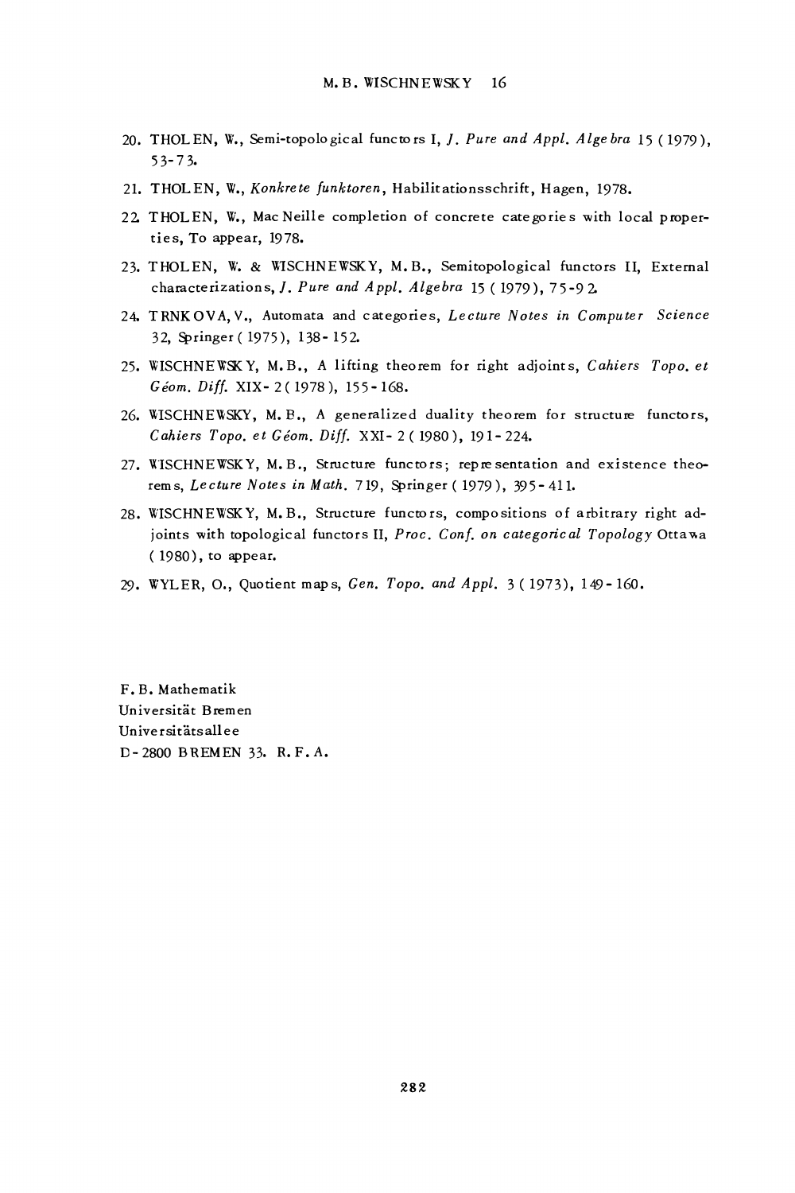20. THOLEN, W., Semi-topological functors I, *J. Pure and Appl. Algebra* 15 (1979), 53-73.

21. THOLEN, W., *Konkrete funktoren*, Habilitationsschrift, Hagen, 1978.

22. THOLEN, W., MacNeille completion of concrete categories with local properties, To appear, 1978.

23. THOLEN, W. & WISCHNEWSKY, M. B., Semitopological functors II, External characterizations, *J. Pure and Appl. Algebra* 15 (1979), 75-92.

24. TRNKOVA, V., Automata and categories, *Lecture Notes in Computer Science* 32, Springer (1975), 138-152.

25. WISCHNEWSKY, M. B., A lifting theorem for right adjoints, *Cahiers Topo. et Géom. Diff.* XIX-2 (1978), 155-168.

26. WISCHNEWSKY, M. B., A generalized duality theorem for structure functors, *Cahiers Topo. et Géom. Diff.* XXI-2 (1980), 191-224.

27. WISCHNEWSKY, M. B., Structure functors; representation and existence theorems, *Lecture Notes in Math.* 719, Springer (1979), 395-411.

28. WISCHNEWSKY, M. B., Structure functors, compositions of arbitrary right adjoints with topological functors II, *Proc. Conf. on categorical Topology* Ottawa (1980), to appear.

29. WYLER, O., Quotient maps, *Gen. Topo. and Appl.* 3 (1973), 149-160.

F. B. Mathematik
Universität Bremen
Universitätsallee
D-2800 BREMEN 33. R. F. A.